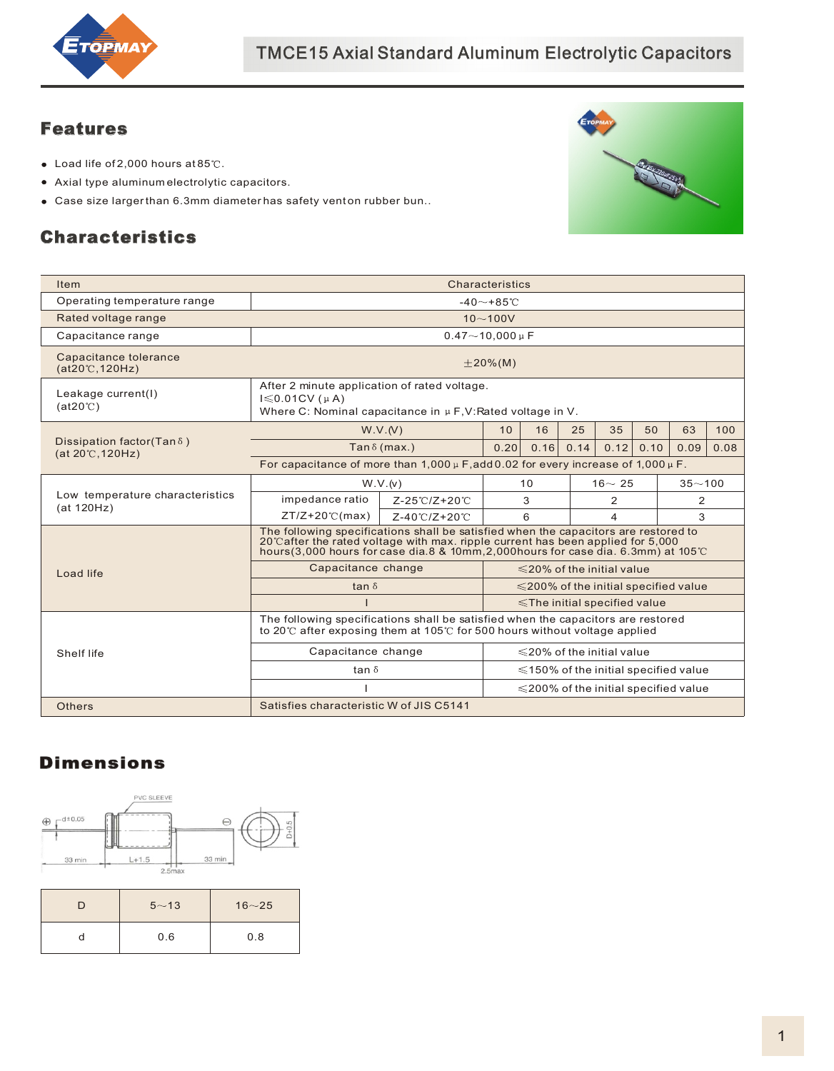# TMCE15 Axial Standard Aluminum Electrolytic Capacitors

## Features

- Load life of 2,000 hours at 85℃.
- Axial type aluminum electrolytic capacitors.
- Case size larger than 6.3mm diameter has safety vent on rubber bun..

## Characteristics

| Item | Characteristics | | | | | | | |
|---|---|---|---|---|---|---|---|---|
| Operating temperature range | -40～+85℃ | | | | | | | |
| Rated voltage range | 10～100V | | | | | | | |
| Capacitance range | 0.47～10,000μF | | | | | | | |
| Capacitance tolerance (at20℃,120Hz) | ±20%(M) | | | | | | | |
| Leakage current(I) (at20℃) | After 2 minute application of rated voltage. I≤0.01CV (μA) Where C: Nominal capacitance in μF,V:Rated voltage in V. | | | | | | | |
| Dissipation factor(Tanδ) (at 20℃,120Hz) | W.V.(V) | 10 | 16 | 25 | 35 | 50 | 63 | 100 |
| | Tanδ(max.) | 0.20 | 0.16 | 0.14 | 0.12 | 0.10 | 0.09 | 0.08 |
| | For capacitance of more than 1,000μF,add 0.02 for every increase of 1,000μF. | | | | | | | |

| Item | | | | | |
|---|---|---|---|---|---|
| Low temperature characteristics (at 120Hz) | W.V.(v) | | 10 | 16～ 25 | 35～100 |
| | impedance ratio ZT/Z+20℃(max) | Z-25℃/Z+20℃ | 3 | 2 | 2 |
| | | Z-40℃/Z+20℃ | 6 | 4 | 3 |
| Load life | The following specifications shall be satisfied when the capacitors are restored to 20℃after the rated voltage with max. ripple current has been applied for 5,000 hours(3,000 hours for case dia.8 & 10mm,2,000hours for case dia. 6.3mm) at 105℃ | | | | |
| | Capacitance change | | ≤20% of the initial value | | |
| | tan δ | | ≤200% of the initial specified value | | |
| | I | | ≤The initial specified value | | |
| Shelf life | The following specifications shall be satisfied when the capacitors are restored to 20℃ after exposing them at 105℃ for 500 hours without voltage applied | | | | |
| | Capacitance change | | ≤20% of the initial value | | |
| | tan δ | | ≤150% of the initial specified value | | |
| | I | | ≤200% of the initial specified value | | |
| Others | Satisfies characteristic W of JIS C5141 | | | | |

## Dimensions

PVC SLEEVE, d±0.05, 33 min, L+1.5, 33 min, 2.5max, D+0.5

| D | 5～13 | 16～25 |
|---|---|---|
| d | 0.6 | 0.8 |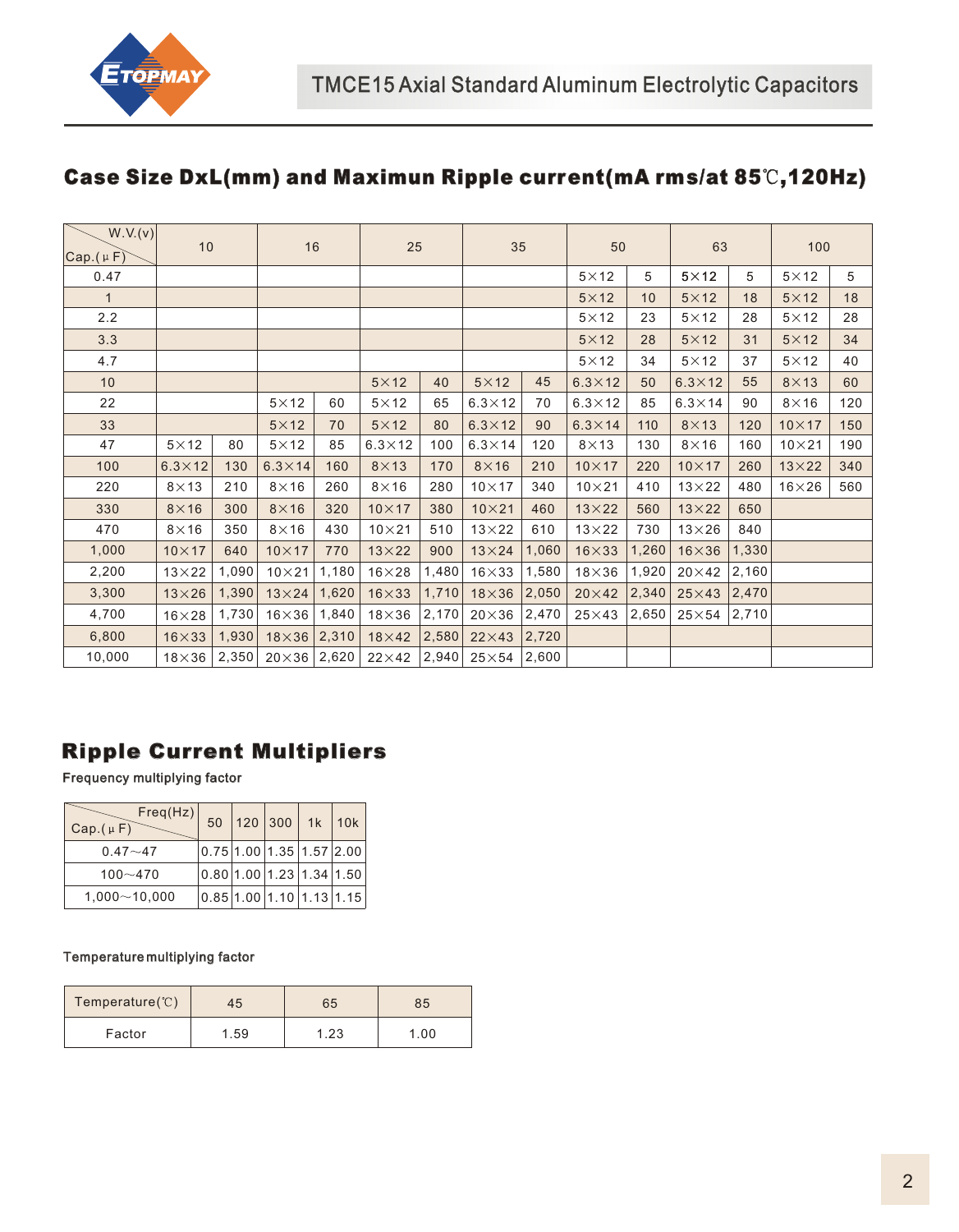TMCE15 Axial Standard Aluminum Electrolytic Capacitors

## Case Size DxL(mm) and Maximun Ripple current(mA rms/at 85℃,120Hz)

| W.V.(v) / Cap.(μF) | 10 | | 16 | | 25 | | 35 | | 50 | | 63 | | 100 | |
|---|---|---|---|---|---|---|---|---|---|---|---|---|---|---|
| 0.47 | | | | | | | | | 5×12 | 5 | 5×12 | 5 | 5×12 | 5 |
| 1 | | | | | | | | | 5×12 | 10 | 5×12 | 18 | 5×12 | 18 |
| 2.2 | | | | | | | | | 5×12 | 23 | 5×12 | 28 | 5×12 | 28 |
| 3.3 | | | | | | | | | 5×12 | 28 | 5×12 | 31 | 5×12 | 34 |
| 4.7 | | | | | | | | | 5×12 | 34 | 5×12 | 37 | 5×12 | 40 |
| 10 | | | | | 5×12 | 40 | 5×12 | 45 | 6.3×12 | 50 | 6.3×12 | 55 | 8×13 | 60 |
| 22 | | | 5×12 | 60 | 5×12 | 65 | 6.3×12 | 70 | 6.3×12 | 85 | 6.3×14 | 90 | 8×16 | 120 |
| 33 | | | 5×12 | 70 | 5×12 | 80 | 6.3×12 | 90 | 6.3×14 | 110 | 8×13 | 120 | 10×17 | 150 |
| 47 | 5×12 | 80 | 5×12 | 85 | 6.3×12 | 100 | 6.3×14 | 120 | 8×13 | 130 | 8×16 | 160 | 10×21 | 190 |
| 100 | 6.3×12 | 130 | 6.3×14 | 160 | 8×13 | 170 | 8×16 | 210 | 10×17 | 220 | 10×17 | 260 | 13×22 | 340 |
| 220 | 8×13 | 210 | 8×16 | 260 | 8×16 | 280 | 10×17 | 340 | 10×21 | 410 | 13×22 | 480 | 16×26 | 560 |
| 330 | 8×16 | 300 | 8×16 | 320 | 10×17 | 380 | 10×21 | 460 | 13×22 | 560 | 13×22 | 650 | | |
| 470 | 8×16 | 350 | 8×16 | 430 | 10×21 | 510 | 13×22 | 610 | 13×22 | 730 | 13×26 | 840 | | |
| 1,000 | 10×17 | 640 | 10×17 | 770 | 13×22 | 900 | 13×24 | 1,060 | 16×33 | 1,260 | 16×36 | 1,330 | | |
| 2,200 | 13×22 | 1,090 | 10×21 | 1,180 | 16×28 | 1,480 | 16×33 | 1,580 | 18×36 | 1,920 | 20×42 | 2,160 | | |
| 3,300 | 13×26 | 1,390 | 13×24 | 1,620 | 16×33 | 1,710 | 18×36 | 2,050 | 20×42 | 2,340 | 25×43 | 2,470 | | |
| 4,700 | 16×28 | 1,730 | 16×36 | 1,840 | 18×36 | 2,170 | 20×36 | 2,470 | 25×43 | 2,650 | 25×54 | 2,710 | | |
| 6,800 | 16×33 | 1,930 | 18×36 | 2,310 | 18×42 | 2,580 | 22×43 | 2,720 | | | | | | |
| 10,000 | 18×36 | 2,350 | 20×36 | 2,620 | 22×42 | 2,940 | 25×54 | 2,600 | | | | | | |

## Ripple Current Multipliers

Frequency multiplying factor

| Freq(Hz) / Cap.(μF) | 50 | 120 | 300 | 1k | 10k |
|---|---|---|---|---|---|
| 0.47～47 | 0.75 | 1.00 | 1.35 | 1.57 | 2.00 |
| 100～470 | 0.80 | 1.00 | 1.23 | 1.34 | 1.50 |
| 1,000～10,000 | 0.85 | 1.00 | 1.10 | 1.13 | 1.15 |

Temperature multiplying factor

| Temperature(℃) | 45 | 65 | 85 |
|---|---|---|---|
| Factor | 1.59 | 1.23 | 1.00 |